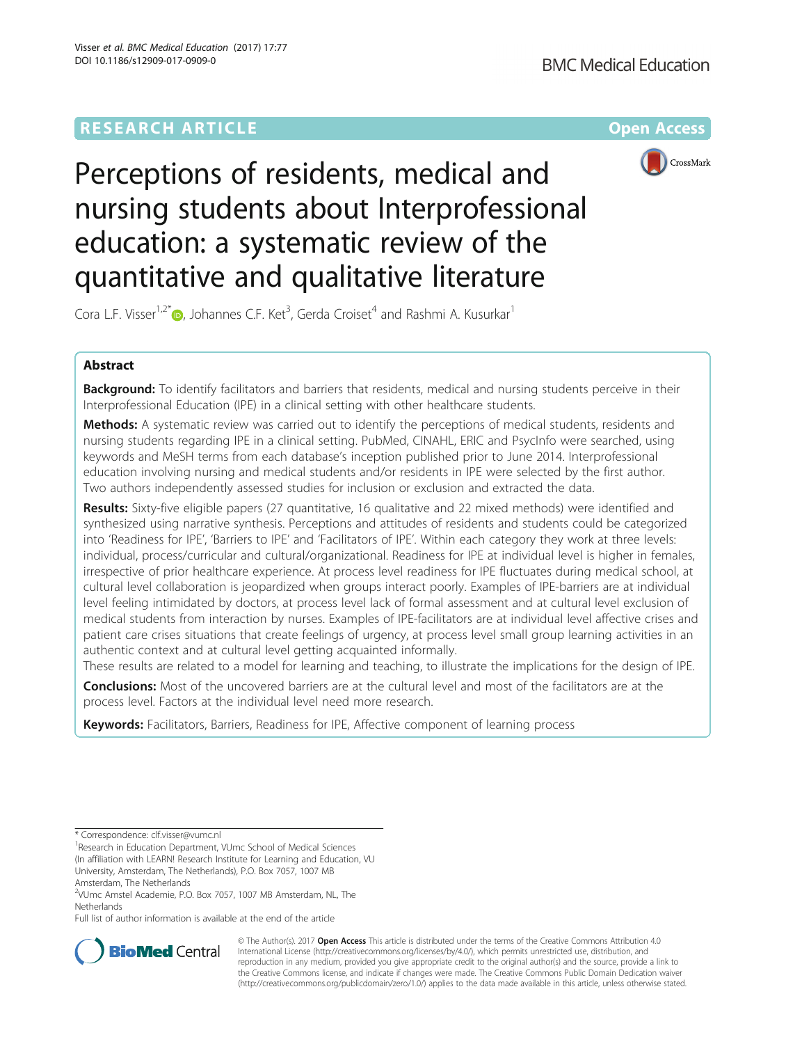RESEARCH ARTICLE

Open Access

# Perceptions of residents, medical and nursing students about Interprofessional education: a systematic review of the quantitative and qualitative literature

Cora L.F. Visser[1,2*], Johannes C.F. Ket[3], Gerda Croiset[4] and Rashmi A. Kusurkar[1]

## Abstract

**Background:** To identify facilitators and barriers that residents, medical and nursing students perceive in their Interprofessional Education (IPE) in a clinical setting with other healthcare students.

**Methods:** A systematic review was carried out to identify the perceptions of medical students, residents and nursing students regarding IPE in a clinical setting. PubMed, CINAHL, ERIC and PsycInfo were searched, using keywords and MeSH terms from each database's inception published prior to June 2014. Interprofessional education involving nursing and medical students and/or residents in IPE were selected by the first author. Two authors independently assessed studies for inclusion or exclusion and extracted the data.

**Results:** Sixty-five eligible papers (27 quantitative, 16 qualitative and 22 mixed methods) were identified and synthesized using narrative synthesis. Perceptions and attitudes of residents and students could be categorized into 'Readiness for IPE', 'Barriers to IPE' and 'Facilitators of IPE'. Within each category they work at three levels: individual, process/curricular and cultural/organizational. Readiness for IPE at individual level is higher in females, irrespective of prior healthcare experience. At process level readiness for IPE fluctuates during medical school, at cultural level collaboration is jeopardized when groups interact poorly. Examples of IPE-barriers are at individual level feeling intimidated by doctors, at process level lack of formal assessment and at cultural level exclusion of medical students from interaction by nurses. Examples of IPE-facilitators are at individual level affective crises and patient care crises situations that create feelings of urgency, at process level small group learning activities in an authentic context and at cultural level getting acquainted informally.

These results are related to a model for learning and teaching, to illustrate the implications for the design of IPE.

**Conclusions:** Most of the uncovered barriers are at the cultural level and most of the facilitators are at the process level. Factors at the individual level need more research.

**Keywords:** Facilitators, Barriers, Readiness for IPE, Affective component of learning process

---

\* Correspondence: clf.visser@vumc.nl

[1]Research in Education Department, VUmc School of Medical Sciences (In affiliation with LEARN! Research Institute for Learning and Education, VU University, Amsterdam, The Netherlands), P.O. Box 7057, 1007 MB Amsterdam, The Netherlands

[2]VUmc Amstel Academie, P.O. Box 7057, 1007 MB Amsterdam, NL, The Netherlands

Full list of author information is available at the end of the article

© The Author(s). 2017 **Open Access** This article is distributed under the terms of the Creative Commons Attribution 4.0 International License (http://creativecommons.org/licenses/by/4.0/), which permits unrestricted use, distribution, and reproduction in any medium, provided you give appropriate credit to the original author(s) and the source, provide a link to the Creative Commons license, and indicate if changes were made. The Creative Commons Public Domain Dedication waiver (http://creativecommons.org/publicdomain/zero/1.0/) applies to the data made available in this article, unless otherwise stated.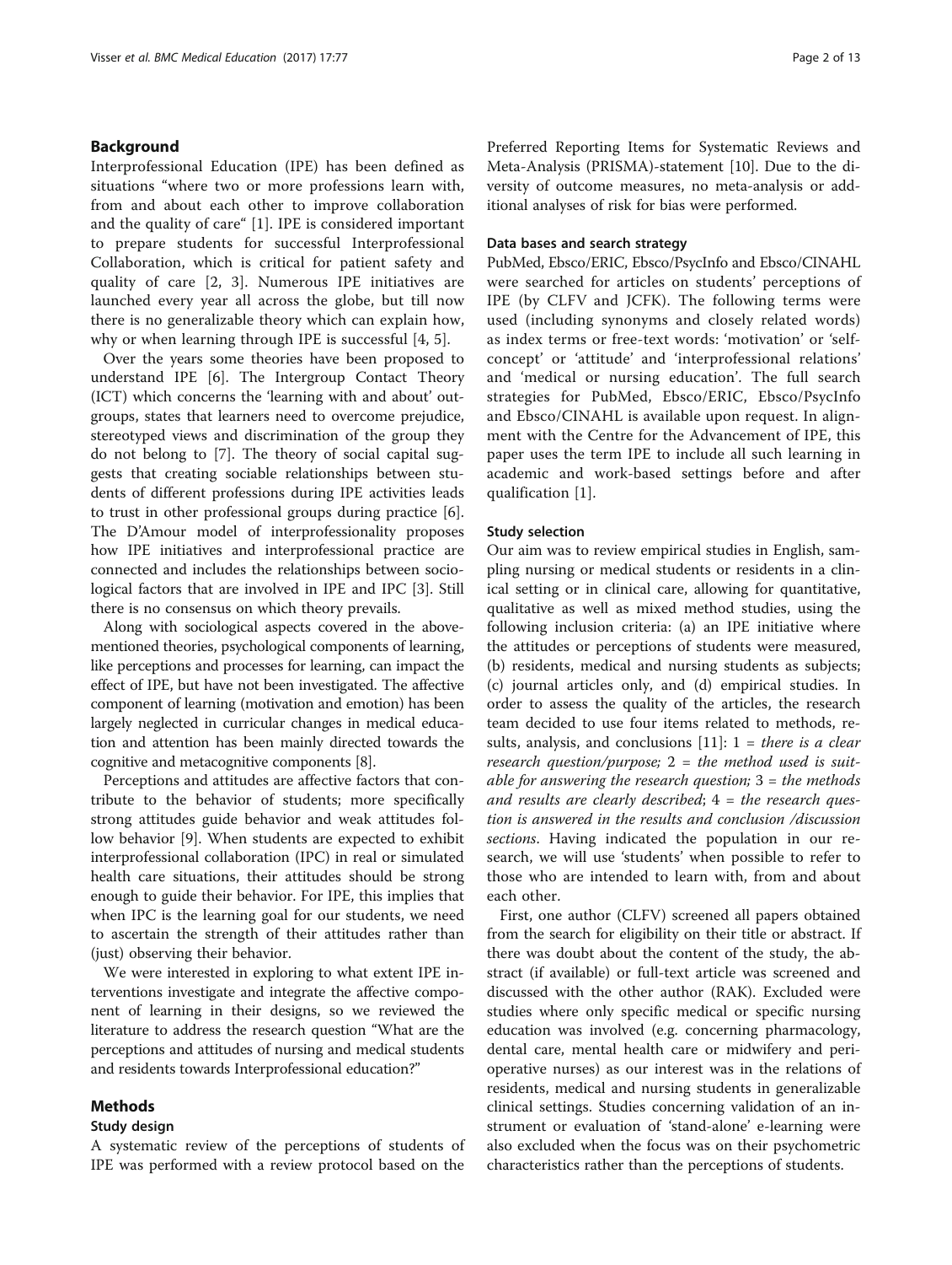## Background

Interprofessional Education (IPE) has been defined as situations "where two or more professions learn with, from and about each other to improve collaboration and the quality of care" [1]. IPE is considered important to prepare students for successful Interprofessional Collaboration, which is critical for patient safety and quality of care [2, 3]. Numerous IPE initiatives are launched every year all across the globe, but till now there is no generalizable theory which can explain how, why or when learning through IPE is successful [4, 5].

Over the years some theories have been proposed to understand IPE [6]. The Intergroup Contact Theory (ICT) which concerns the 'learning with and about' outgroups, states that learners need to overcome prejudice, stereotyped views and discrimination of the group they do not belong to [7]. The theory of social capital suggests that creating sociable relationships between students of different professions during IPE activities leads to trust in other professional groups during practice [6]. The D'Amour model of interprofessionality proposes how IPE initiatives and interprofessional practice are connected and includes the relationships between sociological factors that are involved in IPE and IPC [3]. Still there is no consensus on which theory prevails.

Along with sociological aspects covered in the abovementioned theories, psychological components of learning, like perceptions and processes for learning, can impact the effect of IPE, but have not been investigated. The affective component of learning (motivation and emotion) has been largely neglected in curricular changes in medical education and attention has been mainly directed towards the cognitive and metacognitive components [8].

Perceptions and attitudes are affective factors that contribute to the behavior of students; more specifically strong attitudes guide behavior and weak attitudes follow behavior [9]. When students are expected to exhibit interprofessional collaboration (IPC) in real or simulated health care situations, their attitudes should be strong enough to guide their behavior. For IPE, this implies that when IPC is the learning goal for our students, we need to ascertain the strength of their attitudes rather than (just) observing their behavior.

We were interested in exploring to what extent IPE interventions investigate and integrate the affective component of learning in their designs, so we reviewed the literature to address the research question "What are the perceptions and attitudes of nursing and medical students and residents towards Interprofessional education?"

## Methods

### Study design

A systematic review of the perceptions of students of IPE was performed with a review protocol based on the Preferred Reporting Items for Systematic Reviews and Meta-Analysis (PRISMA)-statement [10]. Due to the diversity of outcome measures, no meta-analysis or additional analyses of risk for bias were performed.

### Data bases and search strategy

PubMed, Ebsco/ERIC, Ebsco/PsycInfo and Ebsco/CINAHL were searched for articles on students' perceptions of IPE (by CLFV and JCFK). The following terms were used (including synonyms and closely related words) as index terms or free-text words: 'motivation' or 'self-concept' or 'attitude' and 'interprofessional relations' and 'medical or nursing education'. The full search strategies for PubMed, Ebsco/ERIC, Ebsco/PsycInfo and Ebsco/CINAHL is available upon request. In alignment with the Centre for the Advancement of IPE, this paper uses the term IPE to include all such learning in academic and work-based settings before and after qualification [1].

### Study selection

Our aim was to review empirical studies in English, sampling nursing or medical students or residents in a clinical setting or in clinical care, allowing for quantitative, qualitative as well as mixed method studies, using the following inclusion criteria: (a) an IPE initiative where the attitudes or perceptions of students were measured, (b) residents, medical and nursing students as subjects; (c) journal articles only, and (d) empirical studies. In order to assess the quality of the articles, the research team decided to use four items related to methods, results, analysis, and conclusions [11]: 1 = *there is a clear research question/purpose;* 2 = *the method used is suitable for answering the research question;* 3 = *the methods and results are clearly described*; 4 = *the research question is answered in the results and conclusion /discussion sections.* Having indicated the population in our research, we will use 'students' when possible to refer to those who are intended to learn with, from and about each other.

First, one author (CLFV) screened all papers obtained from the search for eligibility on their title or abstract. If there was doubt about the content of the study, the abstract (if available) or full-text article was screened and discussed with the other author (RAK). Excluded were studies where only specific medical or specific nursing education was involved (e.g. concerning pharmacology, dental care, mental health care or midwifery and perioperative nurses) as our interest was in the relations of residents, medical and nursing students in generalizable clinical settings. Studies concerning validation of an instrument or evaluation of 'stand-alone' e-learning were also excluded when the focus was on their psychometric characteristics rather than the perceptions of students.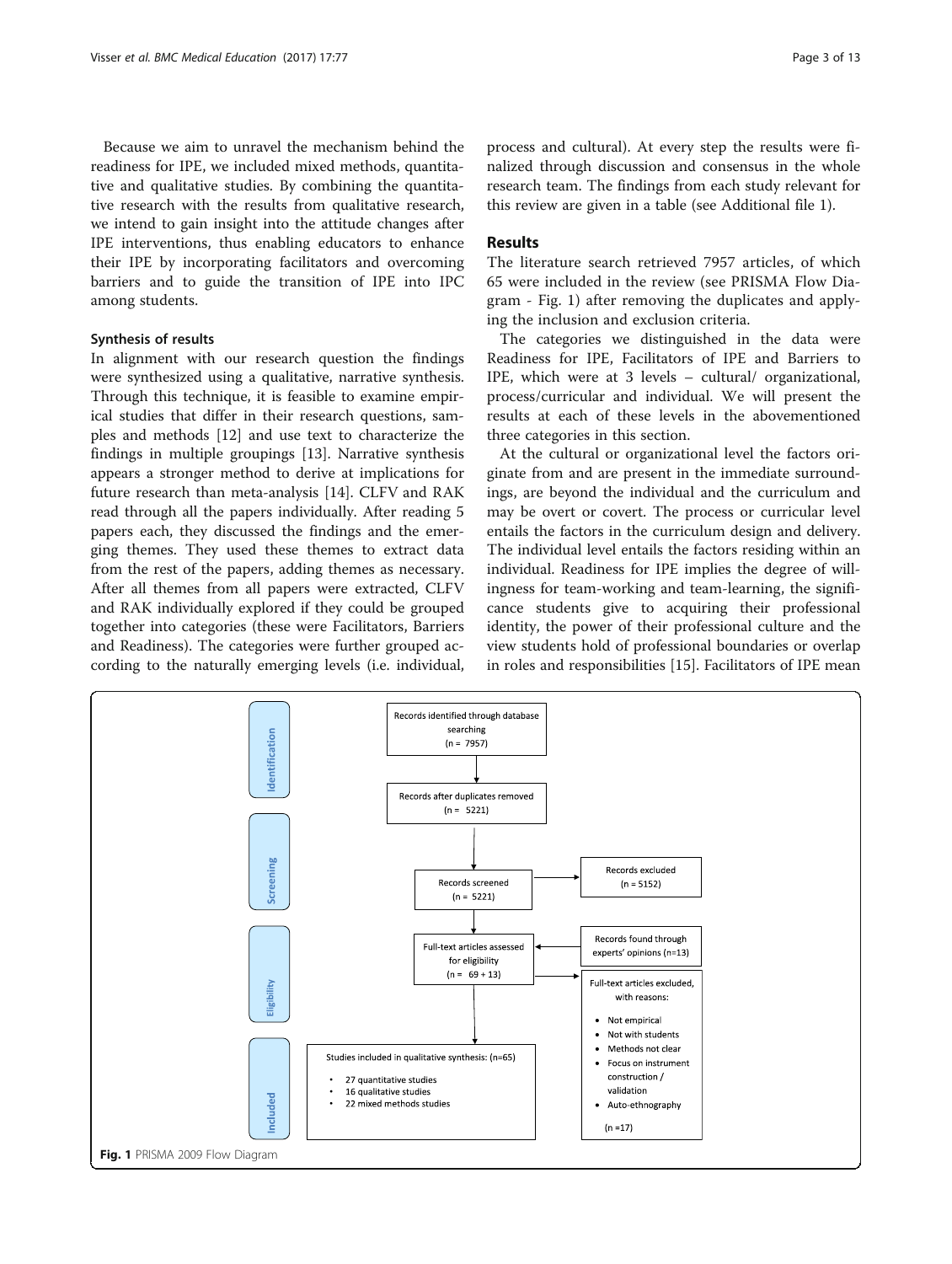Because we aim to unravel the mechanism behind the readiness for IPE, we included mixed methods, quantitative and qualitative studies. By combining the quantitative research with the results from qualitative research, we intend to gain insight into the attitude changes after IPE interventions, thus enabling educators to enhance their IPE by incorporating facilitators and overcoming barriers and to guide the transition of IPE into IPC among students.

### Synthesis of results

In alignment with our research question the findings were synthesized using a qualitative, narrative synthesis. Through this technique, it is feasible to examine empirical studies that differ in their research questions, samples and methods [12] and use text to characterize the findings in multiple groupings [13]. Narrative synthesis appears a stronger method to derive at implications for future research than meta-analysis [14]. CLFV and RAK read through all the papers individually. After reading 5 papers each, they discussed the findings and the emerging themes. They used these themes to extract data from the rest of the papers, adding themes as necessary. After all themes from all papers were extracted, CLFV and RAK individually explored if they could be grouped together into categories (these were Facilitators, Barriers and Readiness). The categories were further grouped according to the naturally emerging levels (i.e. individual, process and cultural). At every step the results were finalized through discussion and consensus in the whole research team. The findings from each study relevant for this review are given in a table (see Additional file 1).

## Results

The literature search retrieved 7957 articles, of which 65 were included in the review (see PRISMA Flow Diagram - Fig. 1) after removing the duplicates and applying the inclusion and exclusion criteria.

The categories we distinguished in the data were Readiness for IPE, Facilitators of IPE and Barriers to IPE, which were at 3 levels – cultural/ organizational, process/curricular and individual. We will present the results at each of these levels in the abovementioned three categories in this section.

At the cultural or organizational level the factors originate from and are present in the immediate surroundings, are beyond the individual and the curriculum and may be overt or covert. The process or curricular level entails the factors in the curriculum design and delivery. The individual level entails the factors residing within an individual. Readiness for IPE implies the degree of willingness for team-working and team-learning, the significance students give to acquiring their professional identity, the power of their professional culture and the view students hold of professional boundaries or overlap in roles and responsibilities [15]. Facilitators of IPE mean

Identification

Records identified through database searching (n = 7957)

Records after duplicates removed (n = 5221)

Screening

Records screened (n = 5221)

Records excluded (n = 5152)

Eligibility

Full-text articles assessed for eligibility (n = 69 + 13)

Records found through experts' opinions (n=13)

Full-text articles excluded, with reasons:

- Not empirical
- Not with students
- Methods not clear
- Focus on instrument construction / validation
- Auto-ethnography

(n =17)

Included

Studies included in qualitative synthesis: (n=65)

- 27 quantitative studies
- 16 qualitative studies
- 22 mixed methods studies

**Fig. 1** PRISMA 2009 Flow Diagram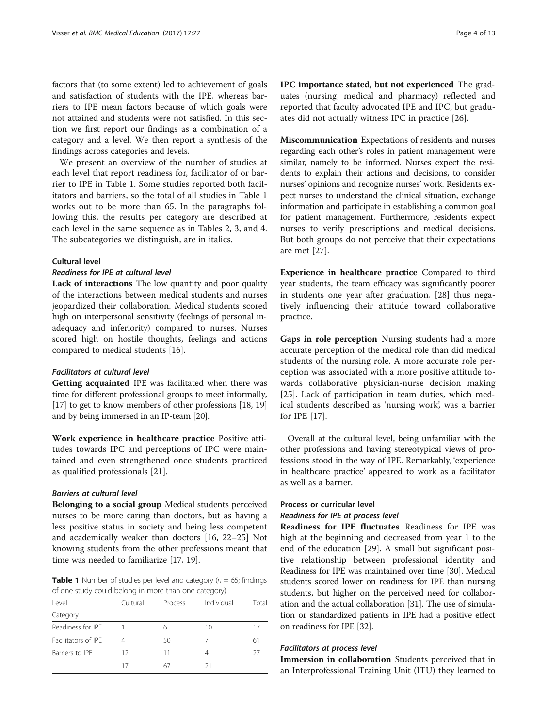factors that (to some extent) led to achievement of goals and satisfaction of students with the IPE, whereas barriers to IPE mean factors because of which goals were not attained and students were not satisfied. In this section we first report our findings as a combination of a category and a level. We then report a synthesis of the findings across categories and levels.

We present an overview of the number of studies at each level that report readiness for, facilitator of or barrier to IPE in Table 1. Some studies reported both facilitators and barriers, so the total of all studies in Table 1 works out to be more than 65. In the paragraphs following this, the results per category are described at each level in the same sequence as in Tables 2, 3, and 4. The subcategories we distinguish, are in italics.

### Cultural level

#### *Readiness for IPE at cultural level*

**Lack of interactions** The low quantity and poor quality of the interactions between medical students and nurses jeopardized their collaboration. Medical students scored high on interpersonal sensitivity (feelings of personal inadequacy and inferiority) compared to nurses. Nurses scored high on hostile thoughts, feelings and actions compared to medical students [16].

#### *Facilitators at cultural level*

**Getting acquainted** IPE was facilitated when there was time for different professional groups to meet informally, [17] to get to know members of other professions [18, 19] and by being immersed in an IP-team [20].

**Work experience in healthcare practice** Positive attitudes towards IPC and perceptions of IPC were maintained and even strengthened once students practiced as qualified professionals [21].

#### *Barriers at cultural level*

**Belonging to a social group** Medical students perceived nurses to be more caring than doctors, but as having a less positive status in society and being less competent and academically weaker than doctors [16, 22–25] Not knowing students from the other professions meant that time was needed to familiarize [17, 19].

**Table 1** Number of studies per level and category ($n = 65$; findings of one study could belong in more than one category)

| Level | Cultural | Process | Individual | Total |
|---|---|---|---|---|
| Category | | | | |
| Readiness for IPE | 1 | 6 | 10 | 17 |
| Facilitators of IPE | 4 | 50 | 7 | 61 |
| Barriers to IPE | 12 | 11 | 4 | 27 |
| | 17 | 67 | 21 | |

**IPC importance stated, but not experienced** The graduates (nursing, medical and pharmacy) reflected and reported that faculty advocated IPE and IPC, but graduates did not actually witness IPC in practice [26].

**Miscommunication** Expectations of residents and nurses regarding each other's roles in patient management were similar, namely to be informed. Nurses expect the residents to explain their actions and decisions, to consider nurses' opinions and recognize nurses' work. Residents expect nurses to understand the clinical situation, exchange information and participate in establishing a common goal for patient management. Furthermore, residents expect nurses to verify prescriptions and medical decisions. But both groups do not perceive that their expectations are met [27].

**Experience in healthcare practice** Compared to third year students, the team efficacy was significantly poorer in students one year after graduation, [28] thus negatively influencing their attitude toward collaborative practice.

**Gaps in role perception** Nursing students had a more accurate perception of the medical role than did medical students of the nursing role. A more accurate role perception was associated with a more positive attitude towards collaborative physician-nurse decision making [25]. Lack of participation in team duties, which medical students described as 'nursing work', was a barrier for IPE [17].

Overall at the cultural level, being unfamiliar with the other professions and having stereotypical views of professions stood in the way of IPE. Remarkably, 'experience in healthcare practice' appeared to work as a facilitator as well as a barrier.

### Process or curricular level

#### *Readiness for IPE at process level*

**Readiness for IPE fluctuates** Readiness for IPE was high at the beginning and decreased from year 1 to the end of the education [29]. A small but significant positive relationship between professional identity and Readiness for IPE was maintained over time [30]. Medical students scored lower on readiness for IPE than nursing students, but higher on the perceived need for collaboration and the actual collaboration [31]. The use of simulation or standardized patients in IPE had a positive effect on readiness for IPE [32].

#### *Facilitators at process level*

**Immersion in collaboration** Students perceived that in an Interprofessional Training Unit (ITU) they learned to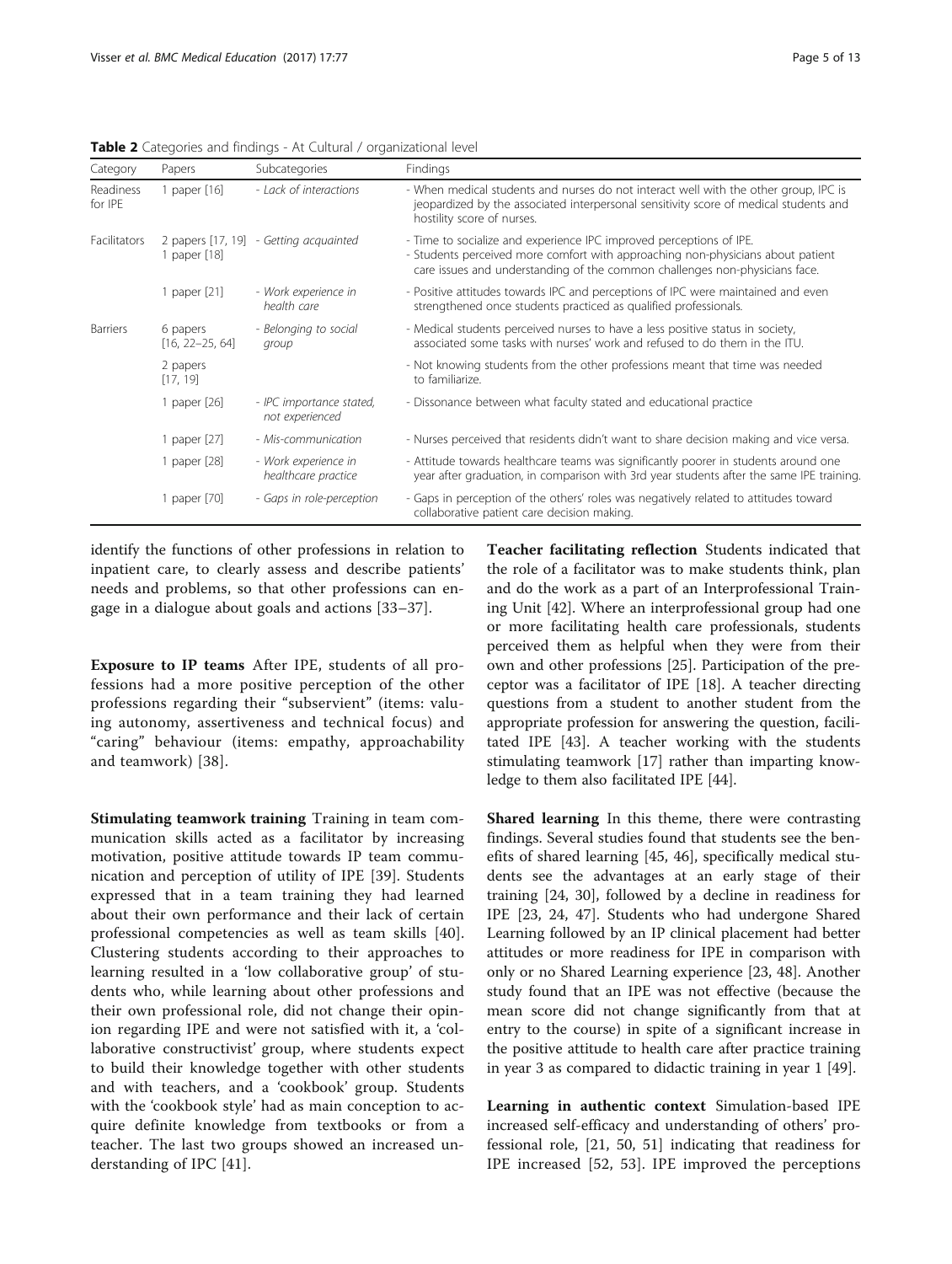**Table 2** Categories and findings - At Cultural / organizational level

| Category | Papers | Subcategories | Findings |
|---|---|---|---|
| Readiness for IPE | 1 paper [16] | - *Lack of interactions* | - When medical students and nurses do not interact well with the other group, IPC is jeopardized by the associated interpersonal sensitivity score of medical students and hostility score of nurses. |
| Facilitators | 2 papers [17, 19] 1 paper [18] | - *Getting acquainted* | - Time to socialize and experience IPC improved perceptions of IPE. - Students perceived more comfort with approaching non-physicians about patient care issues and understanding of the common challenges non-physicians face. |
| | 1 paper [21] | - *Work experience in health care* | - Positive attitudes towards IPC and perceptions of IPC were maintained and even strengthened once students practiced as qualified professionals. |
| Barriers | 6 papers [16, 22–25, 64] | - *Belonging to social group* | - Medical students perceived nurses to have a less positive status in society, associated some tasks with nurses' work and refused to do them in the ITU. |
| | 2 papers [17, 19] | | - Not knowing students from the other professions meant that time was needed to familiarize. |
| | 1 paper [26] | - *IPC importance stated, not experienced* | - Dissonance between what faculty stated and educational practice |
| | 1 paper [27] | - *Mis-communication* | - Nurses perceived that residents didn't want to share decision making and vice versa. |
| | 1 paper [28] | - *Work experience in healthcare practice* | - Attitude towards healthcare teams was significantly poorer in students around one year after graduation, in comparison with 3rd year students after the same IPE training. |
| | 1 paper [70] | - *Gaps in role-perception* | - Gaps in perception of the others' roles was negatively related to attitudes toward collaborative patient care decision making. |

identify the functions of other professions in relation to inpatient care, to clearly assess and describe patients' needs and problems, so that other professions can engage in a dialogue about goals and actions [33–37].

**Exposure to IP teams** After IPE, students of all professions had a more positive perception of the other professions regarding their "subservient" (items: valuing autonomy, assertiveness and technical focus) and "caring" behaviour (items: empathy, approachability and teamwork) [38].

**Stimulating teamwork training** Training in team communication skills acted as a facilitator by increasing motivation, positive attitude towards IP team communication and perception of utility of IPE [39]. Students expressed that in a team training they had learned about their own performance and their lack of certain professional competencies as well as team skills [40]. Clustering students according to their approaches to learning resulted in a 'low collaborative group' of students who, while learning about other professions and their own professional role, did not change their opinion regarding IPE and were not satisfied with it, a 'collaborative constructivist' group, where students expect to build their knowledge together with other students and with teachers, and a 'cookbook' group. Students with the 'cookbook style' had as main conception to acquire definite knowledge from textbooks or from a teacher. The last two groups showed an increased understanding of IPC [41].

**Teacher facilitating reflection** Students indicated that the role of a facilitator was to make students think, plan and do the work as a part of an Interprofessional Training Unit [42]. Where an interprofessional group had one or more facilitating health care professionals, students perceived them as helpful when they were from their own and other professions [25]. Participation of the preceptor was a facilitator of IPE [18]. A teacher directing questions from a student to another student from the appropriate profession for answering the question, facilitated IPE [43]. A teacher working with the students stimulating teamwork [17] rather than imparting knowledge to them also facilitated IPE [44].

**Shared learning** In this theme, there were contrasting findings. Several studies found that students see the benefits of shared learning [45, 46], specifically medical students see the advantages at an early stage of their training [24, 30], followed by a decline in readiness for IPE [23, 24, 47]. Students who had undergone Shared Learning followed by an IP clinical placement had better attitudes or more readiness for IPE in comparison with only or no Shared Learning experience [23, 48]. Another study found that an IPE was not effective (because the mean score did not change significantly from that at entry to the course) in spite of a significant increase in the positive attitude to health care after practice training in year 3 as compared to didactic training in year 1 [49].

**Learning in authentic context** Simulation-based IPE increased self-efficacy and understanding of others' professional role, [21, 50, 51] indicating that readiness for IPE increased [52, 53]. IPE improved the perceptions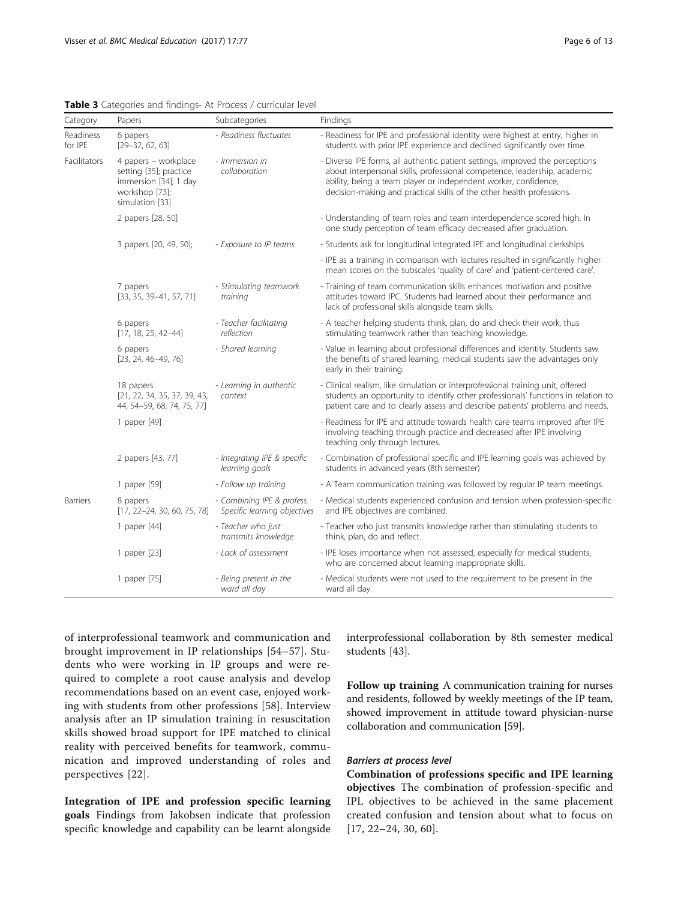**Table 3** Categories and findings- At Process / curricular level

| Category | Papers | Subcategories | Findings |
|---|---|---|---|
| Readiness for IPE | 6 papers [29–32, 62, 63] | - *Readiness fluctuates* | - Readiness for IPE and professional identity were highest at entry, higher in students with prior IPE experience and declined significantly over time. |
| Facilitators | 4 papers – workplace setting [35]; practice immersion [34]; 1 day workshop [73]; simulation [33] | - *Immersion in collaboration* | - Diverse IPE forms, all authentic patient settings, improved the perceptions about interpersonal skills, professional competence, leadership, academic ability, being a team player or independent worker, confidence, decision-making and practical skills of the other health professions. |
| | 2 papers [28, 50] | | - Understanding of team roles and team interdependence scored high. In one study perception of team efficacy decreased after graduation. |
| | 3 papers [20, 49, 50]; | - *Exposure to IP teams* | - Students ask for longitudinal integrated IPE and longitudinal clerkships |
| | | | - IPE as a training in comparison with lectures resulted in significantly higher mean scores on the subscales 'quality of care' and 'patient-centered care'. |
| | 7 papers [33, 35, 39–41, 57, 71] | - *Stimulating teamwork training* | - Training of team communication skills enhances motivation and positive attitudes toward IPC. Students had learned about their performance and lack of professional skills alongside team skills. |
| | 6 papers [17, 18, 25, 42–44] | - *Teacher facilitating reflection* | - A teacher helping students think, plan, do and check their work, thus stimulating teamwork rather than teaching knowledge. |
| | 6 papers [23, 24, 46–49, 76] | - *Shared learning* | - Value in learning about professional differences and identity. Students saw the benefits of shared learning, medical students saw the advantages only early in their training. |
| | 18 papers [21, 22, 34, 35, 37, 39, 43, 44, 54–59, 68, 74, 75, 77] | - *Learning in authentic context* | - Clinical realism, like simulation or interprofessional training unit, offered students an opportunity to identify other professionals' functions in relation to patient care and to clearly assess and describe patients' problems and needs. |
| | 1 paper [49] | | - Readiness for IPE and attitude towards health care teams improved after IPE involving teaching through practice and decreased after IPE involving teaching only through lectures. |
| | 2 papers [43, 77] | - *Integrating IPE & specific learning goals* | - Combination of professional specific and IPE learning goals was achieved by students in advanced years (8th semester) |
| | 1 paper [59] | - *Follow up training* | - A Team communication training was followed by regular IP team meetings. |
| Barriers | 8 papers [17, 22–24, 30, 60, 75, 78] | - *Combining IPE & profess. Specific learning objectives* | - Medical students experienced confusion and tension when profession-specific and IPE objectives are combined. |
| | 1 paper [44] | - *Teacher who just transmits knowledge* | - Teacher who just transmits knowledge rather than stimulating students to think, plan, do and reflect. |
| | 1 paper [23] | - *Lack of assessment* | - IPE loses importance when not assessed, especially for medical students, who are concerned about learning inappropriate skills. |
| | 1 paper [75] | - *Being present in the ward all day* | - Medical students were not used to the requirement to be present in the ward all day. |

of interprofessional teamwork and communication and brought improvement in IP relationships [54–57]. Students who were working in IP groups and were required to complete a root cause analysis and develop recommendations based on an event case, enjoyed working with students from other professions [58]. Interview analysis after an IP simulation training in resuscitation skills showed broad support for IPE matched to clinical reality with perceived benefits for teamwork, communication and improved understanding of roles and perspectives [22].

**Integration of IPE and profession specific learning goals** Findings from Jakobsen indicate that profession specific knowledge and capability can be learnt alongside interprofessional collaboration by 8th semester medical students [43].

**Follow up training** A communication training for nurses and residents, followed by weekly meetings of the IP team, showed improvement in attitude toward physician-nurse collaboration and communication [59].

#### *Barriers at process level*

**Combination of professions specific and IPE learning objectives** The combination of profession-specific and IPL objectives to be achieved in the same placement created confusion and tension about what to focus on [17, 22–24, 30, 60].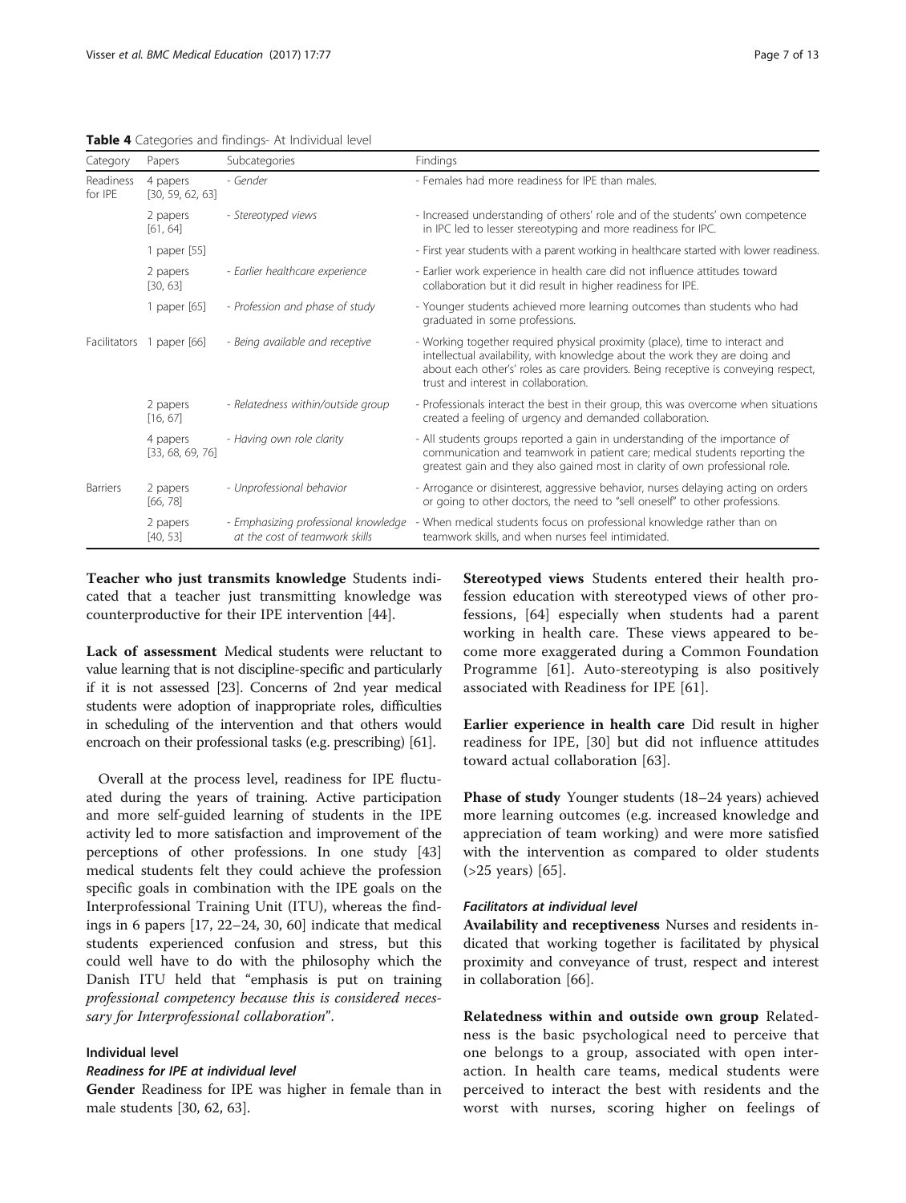**Table 4** Categories and findings- At Individual level

| Category | Papers | Subcategories | Findings |
|---|---|---|---|
| Readiness for IPE | 4 papers [30, 59, 62, 63] | - *Gender* | - Females had more readiness for IPE than males. |
| | 2 papers [61, 64] | - *Stereotyped views* | - Increased understanding of others' role and of the students' own competence in IPC led to lesser stereotyping and more readiness for IPC. |
| | 1 paper [55] | | - First year students with a parent working in healthcare started with lower readiness. |
| | 2 papers [30, 63] | - *Earlier healthcare experience* | - Earlier work experience in health care did not influence attitudes toward collaboration but it did result in higher readiness for IPE. |
| | 1 paper [65] | - *Profession and phase of study* | - Younger students achieved more learning outcomes than students who had graduated in some professions. |
| Facilitators | 1 paper [66] | - *Being available and receptive* | - Working together required physical proximity (place), time to interact and intellectual availability, with knowledge about the work they are doing and about each other's roles as care providers. Being receptive is conveying respect, trust and interest in collaboration. |
| | 2 papers [16, 67] | - *Relatedness within/outside group* | - Professionals interact the best in their group, this was overcome when situations created a feeling of urgency and demanded collaboration. |
| | 4 papers [33, 68, 69, 76] | - *Having own role clarity* | - All students groups reported a gain in understanding of the importance of communication and teamwork in patient care; medical students reporting the greatest gain and they also gained most in clarity of own professional role. |
| Barriers | 2 papers [66, 78] | - *Unprofessional behavior* | - Arrogance or disinterest, aggressive behavior, nurses delaying acting on orders or going to other doctors, the need to "sell oneself" to other professions. |
| | 2 papers [40, 53] | - *Emphasizing professional knowledge at the cost of teamwork skills* | - When medical students focus on professional knowledge rather than on teamwork skills, and when nurses feel intimidated. |

**Teacher who just transmits knowledge** Students indicated that a teacher just transmitting knowledge was counterproductive for their IPE intervention [44].

**Lack of assessment** Medical students were reluctant to value learning that is not discipline-specific and particularly if it is not assessed [23]. Concerns of 2nd year medical students were adoption of inappropriate roles, difficulties in scheduling of the intervention and that others would encroach on their professional tasks (e.g. prescribing) [61].

Overall at the process level, readiness for IPE fluctuated during the years of training. Active participation and more self-guided learning of students in the IPE activity led to more satisfaction and improvement of the perceptions of other professions. In one study [43] medical students felt they could achieve the profession specific goals in combination with the IPE goals on the Interprofessional Training Unit (ITU), whereas the findings in 6 papers [17, 22–24, 30, 60] indicate that medical students experienced confusion and stress, but this could well have to do with the philosophy which the Danish ITU held that "emphasis is put on training *professional competency because this is considered necessary for Interprofessional collaboration*".

### Individual level

#### *Readiness for IPE at individual level*

**Gender** Readiness for IPE was higher in female than in male students [30, 62, 63].

**Stereotyped views** Students entered their health profession education with stereotyped views of other professions, [64] especially when students had a parent working in health care. These views appeared to become more exaggerated during a Common Foundation Programme [61]. Auto-stereotyping is also positively associated with Readiness for IPE [61].

**Earlier experience in health care** Did result in higher readiness for IPE, [30] but did not influence attitudes toward actual collaboration [63].

**Phase of study** Younger students (18–24 years) achieved more learning outcomes (e.g. increased knowledge and appreciation of team working) and were more satisfied with the intervention as compared to older students (>25 years) [65].

#### *Facilitators at individual level*

**Availability and receptiveness** Nurses and residents indicated that working together is facilitated by physical proximity and conveyance of trust, respect and interest in collaboration [66].

**Relatedness within and outside own group** Relatedness is the basic psychological need to perceive that one belongs to a group, associated with open interaction. In health care teams, medical students were perceived to interact the best with residents and the worst with nurses, scoring higher on feelings of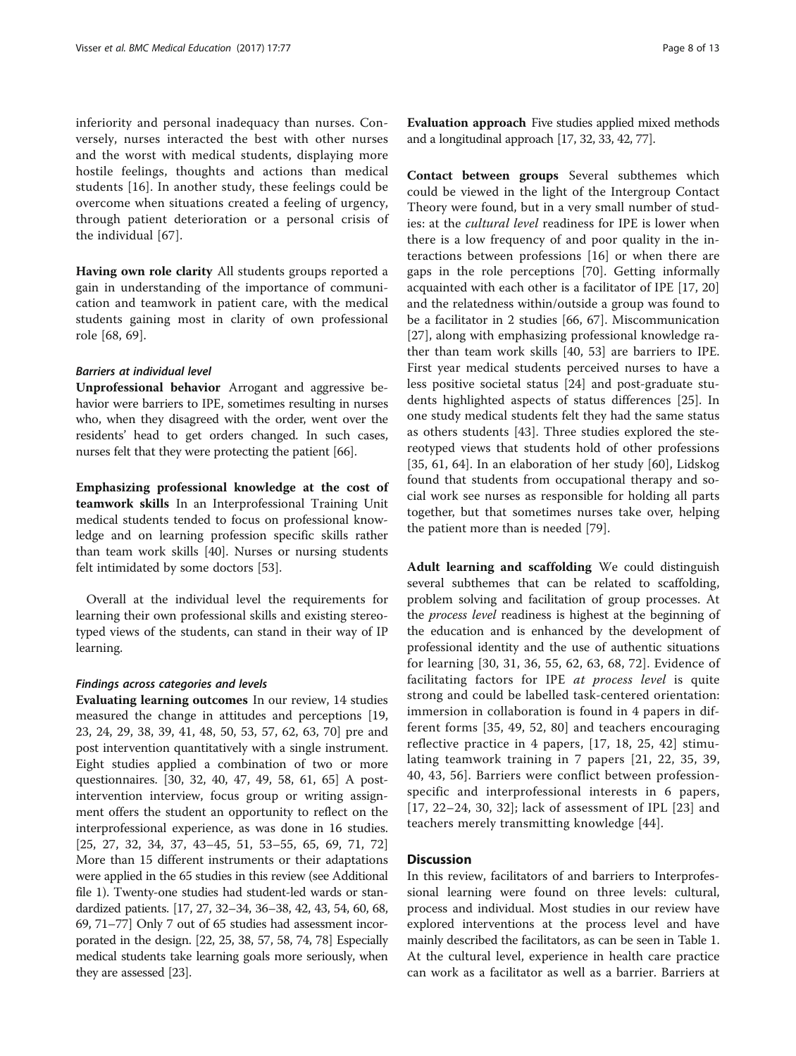inferiority and personal inadequacy than nurses. Conversely, nurses interacted the best with other nurses and the worst with medical students, displaying more hostile feelings, thoughts and actions than medical students [16]. In another study, these feelings could be overcome when situations created a feeling of urgency, through patient deterioration or a personal crisis of the individual [67].

**Having own role clarity** All students groups reported a gain in understanding of the importance of communication and teamwork in patient care, with the medical students gaining most in clarity of own professional role [68, 69].

#### *Barriers at individual level*

**Unprofessional behavior** Arrogant and aggressive behavior were barriers to IPE, sometimes resulting in nurses who, when they disagreed with the order, went over the residents' head to get orders changed. In such cases, nurses felt that they were protecting the patient [66].

**Emphasizing professional knowledge at the cost of teamwork skills** In an Interprofessional Training Unit medical students tended to focus on professional knowledge and on learning profession specific skills rather than team work skills [40]. Nurses or nursing students felt intimidated by some doctors [53].

Overall at the individual level the requirements for learning their own professional skills and existing stereotyped views of the students, can stand in their way of IP learning.

#### *Findings across categories and levels*

**Evaluating learning outcomes** In our review, 14 studies measured the change in attitudes and perceptions [19, 23, 24, 29, 38, 39, 41, 48, 50, 53, 57, 62, 63, 70] pre and post intervention quantitatively with a single instrument. Eight studies applied a combination of two or more questionnaires. [30, 32, 40, 47, 49, 58, 61, 65] A post-intervention interview, focus group or writing assignment offers the student an opportunity to reflect on the interprofessional experience, as was done in 16 studies. [25, 27, 32, 34, 37, 43–45, 51, 53–55, 65, 69, 71, 72] More than 15 different instruments or their adaptations were applied in the 65 studies in this review (see Additional file 1). Twenty-one studies had student-led wards or standardized patients. [17, 27, 32–34, 36–38, 42, 43, 54, 60, 68, 69, 71–77] Only 7 out of 65 studies had assessment incorporated in the design. [22, 25, 38, 57, 58, 74, 78] Especially medical students take learning goals more seriously, when they are assessed [23].

**Evaluation approach** Five studies applied mixed methods and a longitudinal approach [17, 32, 33, 42, 77].

**Contact between groups** Several subthemes which could be viewed in the light of the Intergroup Contact Theory were found, but in a very small number of studies: at the *cultural level* readiness for IPE is lower when there is a low frequency of and poor quality in the interactions between professions [16] or when there are gaps in the role perceptions [70]. Getting informally acquainted with each other is a facilitator of IPE [17, 20] and the relatedness within/outside a group was found to be a facilitator in 2 studies [66, 67]. Miscommunication [27], along with emphasizing professional knowledge rather than team work skills [40, 53] are barriers to IPE. First year medical students perceived nurses to have a less positive societal status [24] and post-graduate students highlighted aspects of status differences [25]. In one study medical students felt they had the same status as others students [43]. Three studies explored the stereotyped views that students hold of other professions [35, 61, 64]. In an elaboration of her study [60], Lidskog found that students from occupational therapy and social work see nurses as responsible for holding all parts together, but that sometimes nurses take over, helping the patient more than is needed [79].

**Adult learning and scaffolding** We could distinguish several subthemes that can be related to scaffolding, problem solving and facilitation of group processes. At the *process level* readiness is highest at the beginning of the education and is enhanced by the development of professional identity and the use of authentic situations for learning [30, 31, 36, 55, 62, 63, 68, 72]. Evidence of facilitating factors for IPE *at process level* is quite strong and could be labelled task-centered orientation: immersion in collaboration is found in 4 papers in different forms [35, 49, 52, 80] and teachers encouraging reflective practice in 4 papers, [17, 18, 25, 42] stimulating teamwork training in 7 papers [21, 22, 35, 39, 40, 43, 56]. Barriers were conflict between profession-specific and interprofessional interests in 6 papers, [17, 22–24, 30, 32]; lack of assessment of IPL [23] and teachers merely transmitting knowledge [44].

## Discussion

In this review, facilitators of and barriers to Interprofessional learning were found on three levels: cultural, process and individual. Most studies in our review have explored interventions at the process level and have mainly described the facilitators, as can be seen in Table 1. At the cultural level, experience in health care practice can work as a facilitator as well as a barrier. Barriers at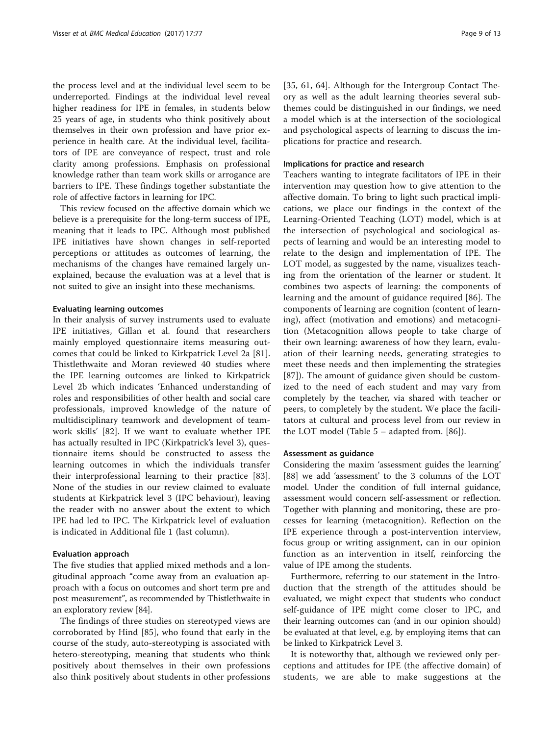the process level and at the individual level seem to be underreported. Findings at the individual level reveal higher readiness for IPE in females, in students below 25 years of age, in students who think positively about themselves in their own profession and have prior experience in health care. At the individual level, facilitators of IPE are conveyance of respect, trust and role clarity among professions. Emphasis on professional knowledge rather than team work skills or arrogance are barriers to IPE. These findings together substantiate the role of affective factors in learning for IPC.

This review focused on the affective domain which we believe is a prerequisite for the long-term success of IPE, meaning that it leads to IPC. Although most published IPE initiatives have shown changes in self-reported perceptions or attitudes as outcomes of learning, the mechanisms of the changes have remained largely unexplained, because the evaluation was at a level that is not suited to give an insight into these mechanisms.

#### Evaluating learning outcomes

In their analysis of survey instruments used to evaluate IPE initiatives, Gillan et al. found that researchers mainly employed questionnaire items measuring outcomes that could be linked to Kirkpatrick Level 2a [81]. Thistlethwaite and Moran reviewed 40 studies where the IPE learning outcomes are linked to Kirkpatrick Level 2b which indicates 'Enhanced understanding of roles and responsibilities of other health and social care professionals, improved knowledge of the nature of multidisciplinary teamwork and development of teamwork skills' [82]. If we want to evaluate whether IPE has actually resulted in IPC (Kirkpatrick's level 3), questionnaire items should be constructed to assess the learning outcomes in which the individuals transfer their interprofessional learning to their practice [83]. None of the studies in our review claimed to evaluate students at Kirkpatrick level 3 (IPC behaviour), leaving the reader with no answer about the extent to which IPE had led to IPC. The Kirkpatrick level of evaluation is indicated in Additional file 1 (last column).

#### Evaluation approach

The five studies that applied mixed methods and a longitudinal approach "come away from an evaluation approach with a focus on outcomes and short term pre and post measurement", as recommended by Thistlethwaite in an exploratory review [84].

The findings of three studies on stereotyped views are corroborated by Hind [85], who found that early in the course of the study, auto-stereotyping is associated with hetero-stereotyping, meaning that students who think positively about themselves in their own professions also think positively about students in other professions [35, 61, 64]. Although for the Intergroup Contact Theory as well as the adult learning theories several subthemes could be distinguished in our findings, we need a model which is at the intersection of the sociological and psychological aspects of learning to discuss the implications for practice and research.

#### Implications for practice and research

Teachers wanting to integrate facilitators of IPE in their intervention may question how to give attention to the affective domain. To bring to light such practical implications, we place our findings in the context of the Learning-Oriented Teaching (LOT) model, which is at the intersection of psychological and sociological aspects of learning and would be an interesting model to relate to the design and implementation of IPE. The LOT model, as suggested by the name, visualizes teaching from the orientation of the learner or student. It combines two aspects of learning: the components of learning and the amount of guidance required [86]. The components of learning are cognition (content of learning), affect (motivation and emotions) and metacognition (Metacognition allows people to take charge of their own learning: awareness of how they learn, evaluation of their learning needs, generating strategies to meet these needs and then implementing the strategies [87]). The amount of guidance given should be customized to the need of each student and may vary from completely by the teacher, via shared with teacher or peers, to completely by the student**.** We place the facilitators at cultural and process level from our review in the LOT model (Table 5 – adapted from. [86]).

#### Assessment as guidance

Considering the maxim 'assessment guides the learning' [88] we add 'assessment' to the 3 columns of the LOT model. Under the condition of full internal guidance, assessment would concern self-assessment or reflection. Together with planning and monitoring, these are processes for learning (metacognition). Reflection on the IPE experience through a post-intervention interview, focus group or writing assignment, can in our opinion function as an intervention in itself, reinforcing the value of IPE among the students.

Furthermore, referring to our statement in the Introduction that the strength of the attitudes should be evaluated, we might expect that students who conduct self-guidance of IPE might come closer to IPC, and their learning outcomes can (and in our opinion should) be evaluated at that level, e.g. by employing items that can be linked to Kirkpatrick Level 3.

It is noteworthy that, although we reviewed only perceptions and attitudes for IPE (the affective domain) of students, we are able to make suggestions at the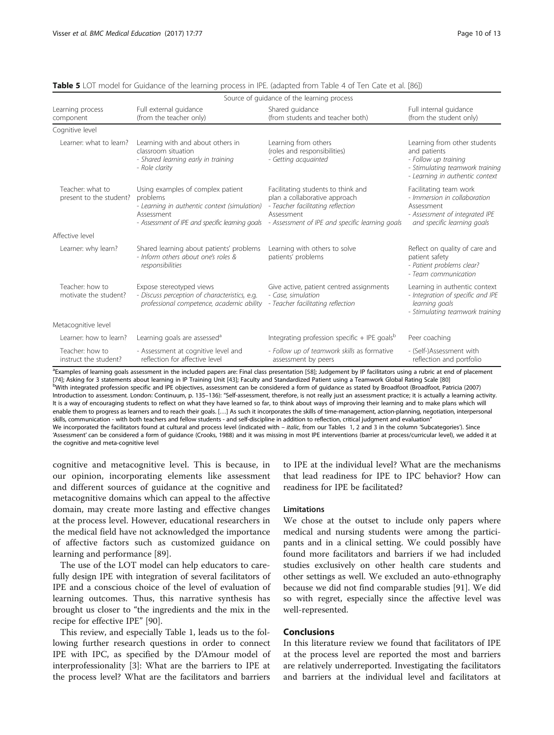**Table 5** LOT model for Guidance of the learning process in IPE. (adapted from Table 4 of Ten Cate et al. [86])

| | Source of guidance of the learning process | | |
|---|---|---|---|
| Learning process component | Full external guidance (from the teacher only) | Shared guidance (from students and teacher both) | Full internal guidance (from the student only) |
| Cognitive level | | | |
| Learner: what to learn? | Learning with and about others in classroom situation<br>*- Shared learning early in training*<br>*- Role clarity* | Learning from others (roles and responsibilities)<br>*- Getting acquainted* | Learning from other students and patients<br>*- Follow up training*<br>*- Stimulating teamwork training*<br>*- Learning in authentic context* |
| Teacher: what to present to the student? | Using examples of complex patient problems<br>*- Learning in authentic context (simulation)*<br>Assessment<br>*- Assessment of IPE and specific learning goals* | Facilitating students to think and plan a collaborative approach<br>*- Teacher facilitating reflection*<br>Assessment<br>*- Assessment of IPE and specific learning goals* | Facilitating team work<br>*- Immersion in collaboration*<br>Assessment<br>*- Assessment of integrated IPE and specific learning goals* |
| Affective level | | | |
| Learner: why learn? | Shared learning about patients' problems<br>*- Inform others about one's roles & responsibilities* | Learning with others to solve patients' problems | Reflect on quality of care and patient safety<br>*- Patient problems clear?*<br>*- Team communication* |
| Teacher: how to motivate the student? | Expose stereotyped views<br>*- Discuss perception of characteristics, e.g. professional competence, academic ability* | Give active, patient centred assignments<br>*- Case, simulation*<br>*- Teacher facilitating reflection* | Learning in authentic context<br>*- Integration of specific and IPE learning goals*<br>*- Stimulating teamwork training* |
| Metacognitive level | | | |
| Learner: how to learn? | Learning goals are assessed[a] | Integrating profession specific + IPE goals[b] | Peer coaching |
| Teacher: how to instruct the student? | - Assessment at cognitive level and reflection for affective level | *- Follow up of teamwork skills* as formative assessment by peers | - (Self-)Assessment with reflection and portfolio |

[a]Examples of learning goals assessment in the included papers are: Final class presentation [58]; Judgement by IP facilitators using a rubric at end of placement [74]; Asking for 3 statements about learning in IP Training Unit [43]; Faculty and Standardized Patient using a Teamwork Global Rating Scale [80]
[b]With integrated profession specific and IPE objectives, assessment can be considered a form of guidance as stated by Broadfoot (Broadfoot, Patricia (2007) Introduction to assessment. London: Continuum, p. 135–136): "Self-assessment, therefore, is not really just an assessment practice; it is actually a learning activity. It is a way of encouraging students to reflect on what they have learned so far, to think about ways of improving their learning and to make plans which will enable them to progress as learners and to reach their goals. […] As such it incorporates the skills of time-management, action-planning, negotiation, interpersonal skills, communication - with both teachers and fellow students - and self-discipline in addition to reflection, critical judgment and evaluation"
We incorporated the facilitators found at cultural and process level (indicated with – *italic*, from our Tables 1, 2 and 3 in the column 'Subcategories'). Since 'Assessment' can be considered a form of guidance (Crooks, 1988) and it was missing in most IPE interventions (barrier at process/curricular level), we added it at the cognitive and meta-cognitive level

cognitive and metacognitive level. This is because, in our opinion, incorporating elements like assessment and different sources of guidance at the cognitive and metacognitive domains which can appeal to the affective domain, may create more lasting and effective changes at the process level. However, educational researchers in the medical field have not acknowledged the importance of affective factors such as customized guidance on learning and performance [89].

The use of the LOT model can help educators to carefully design IPE with integration of several facilitators of IPE and a conscious choice of the level of evaluation of learning outcomes. Thus, this narrative synthesis has brought us closer to "the ingredients and the mix in the recipe for effective IPE" [90].

This review, and especially Table 1, leads us to the following further research questions in order to connect IPE with IPC, as specified by the D'Amour model of interprofessionality [3]: What are the barriers to IPE at the process level? What are the facilitators and barriers to IPE at the individual level? What are the mechanisms that lead readiness for IPE to IPC behavior? How can readiness for IPE be facilitated?

### Limitations

We chose at the outset to include only papers where medical and nursing students were among the participants and in a clinical setting. We could possibly have found more facilitators and barriers if we had included studies exclusively on other health care students and other settings as well. We excluded an auto-ethnography because we did not find comparable studies [91]. We did so with regret, especially since the affective level was well-represented.

## Conclusions

In this literature review we found that facilitators of IPE at the process level are reported the most and barriers are relatively underreported. Investigating the facilitators and barriers at the individual level and facilitators at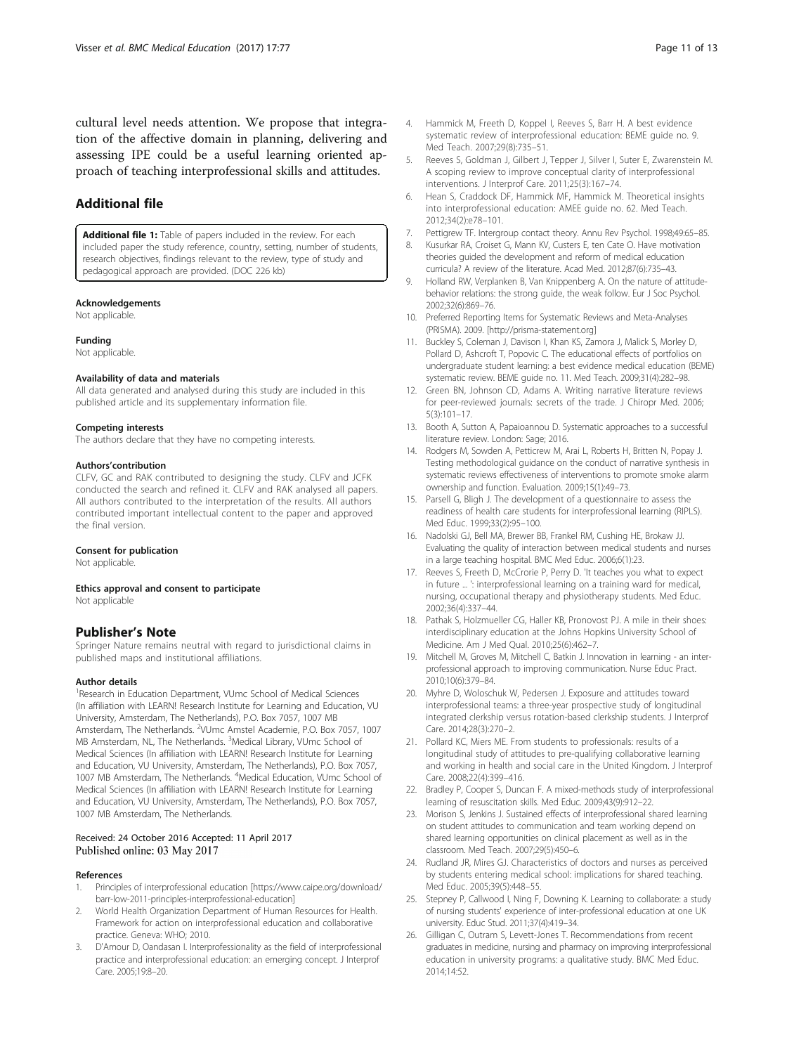cultural level needs attention. We propose that integration of the affective domain in planning, delivering and assessing IPE could be a useful learning oriented approach of teaching interprofessional skills and attitudes.

## Additional file

**Additional file 1:** Table of papers included in the review. For each included paper the study reference, country, setting, number of students, research objectives, findings relevant to the review, type of study and pedagogical approach are provided. (DOC 226 kb)

#### Acknowledgements
Not applicable.

#### Funding
Not applicable.

#### Availability of data and materials
All data generated and analysed during this study are included in this published article and its supplementary information file.

#### Competing interests
The authors declare that they have no competing interests.

#### Authors'contribution
CLFV, GC and RAK contributed to designing the study. CLFV and JCFK conducted the search and refined it. CLFV and RAK analysed all papers. All authors contributed to the interpretation of the results. All authors contributed important intellectual content to the paper and approved the final version.

#### Consent for publication
Not applicable.

#### Ethics approval and consent to participate
Not applicable

## Publisher's Note

Springer Nature remains neutral with regard to jurisdictional claims in published maps and institutional affiliations.

#### Author details
[1]Research in Education Department, VUmc School of Medical Sciences (In affiliation with LEARN! Research Institute for Learning and Education, VU University, Amsterdam, The Netherlands), P.O. Box 7057, 1007 MB Amsterdam, The Netherlands. [2]VUmc Amstel Academie, P.O. Box 7057, 1007 MB Amsterdam, NL, The Netherlands. [3]Medical Library, VUmc School of Medical Sciences (In affiliation with LEARN! Research Institute for Learning and Education, VU University, Amsterdam, The Netherlands), P.O. Box 7057, 1007 MB Amsterdam, The Netherlands. [4]Medical Education, VUmc School of Medical Sciences (In affiliation with LEARN! Research Institute for Learning and Education, VU University, Amsterdam, The Netherlands), P.O. Box 7057, 1007 MB Amsterdam, The Netherlands.

Received: 24 October 2016 Accepted: 11 April 2017
Published online: 03 May 2017

#### References

1. Principles of interprofessional education [https://www.caipe.org/download/barr-low-2011-principles-interprofessional-education]
2. World Health Organization Department of Human Resources for Health. Framework for action on interprofessional education and collaborative practice. Geneva: WHO; 2010.
3. D'Amour D, Oandasan I. Interprofessionality as the field of interprofessional practice and interprofessional education: an emerging concept. J Interprof Care. 2005;19:8–20.
4. Hammick M, Freeth D, Koppel I, Reeves S, Barr H. A best evidence systematic review of interprofessional education: BEME guide no. 9. Med Teach. 2007;29(8):735–51.
5. Reeves S, Goldman J, Gilbert J, Tepper J, Silver I, Suter E, Zwarenstein M. A scoping review to improve conceptual clarity of interprofessional interventions. J Interprof Care. 2011;25(3):167–74.
6. Hean S, Craddock DF, Hammick MF, Hammick M. Theoretical insights into interprofessional education: AMEE guide no. 62. Med Teach. 2012;34(2):e78–101.
7. Pettigrew TF. Intergroup contact theory. Annu Rev Psychol. 1998;49:65–85.
8. Kusurkar RA, Croiset G, Mann KV, Custers E, ten Cate O. Have motivation theories guided the development and reform of medical education curricula? A review of the literature. Acad Med. 2012;87(6):735–43.
9. Holland RW, Verplanken B, Van Knippenberg A. On the nature of attitude-behavior relations: the strong guide, the weak follow. Eur J Soc Psychol. 2002;32(6):869–76.
10. Preferred Reporting Items for Systematic Reviews and Meta-Analyses (PRISMA). 2009. [http://prisma-statement.org]
11. Buckley S, Coleman J, Davison I, Khan KS, Zamora J, Malick S, Morley D, Pollard D, Ashcroft T, Popovic C. The educational effects of portfolios on undergraduate student learning: a best evidence medical education (BEME) systematic review. BEME guide no. 11. Med Teach. 2009;31(4):282–98.
12. Green BN, Johnson CD, Adams A. Writing narrative literature reviews for peer-reviewed journals: secrets of the trade. J Chiropr Med. 2006; 5(3):101–17.
13. Booth A, Sutton A, Papaioannou D. Systematic approaches to a successful literature review. London: Sage; 2016.
14. Rodgers M, Sowden A, Petticrew M, Arai L, Roberts H, Britten N, Popay J. Testing methodological guidance on the conduct of narrative synthesis in systematic reviews effectiveness of interventions to promote smoke alarm ownership and function. Evaluation. 2009;15(1):49–73.
15. Parsell G, Bligh J. The development of a questionnaire to assess the readiness of health care students for interprofessional learning (RIPLS). Med Educ. 1999;33(2):95–100.
16. Nadolski GJ, Bell MA, Brewer BB, Frankel RM, Cushing HE, Brokaw JJ. Evaluating the quality of interaction between medical students and nurses in a large teaching hospital. BMC Med Educ. 2006;6(1):23.
17. Reeves S, Freeth D, McCrorie P, Perry D. 'It teaches you what to expect in future ... ': interprofessional learning on a training ward for medical, nursing, occupational therapy and physiotherapy students. Med Educ. 2002;36(4):337–44.
18. Pathak S, Holzmueller CG, Haller KB, Pronovost PJ. A mile in their shoes: interdisciplinary education at the Johns Hopkins University School of Medicine. Am J Med Qual. 2010;25(6):462–7.
19. Mitchell M, Groves M, Mitchell C, Batkin J. Innovation in learning - an inter-professional approach to improving communication. Nurse Educ Pract. 2010;10(6):379–84.
20. Myhre D, Woloschuk W, Pedersen J. Exposure and attitudes toward interprofessional teams: a three-year prospective study of longitudinal integrated clerkship versus rotation-based clerkship students. J Interprof Care. 2014;28(3):270–2.
21. Pollard KC, Miers ME. From students to professionals: results of a longitudinal study of attitudes to pre-qualifying collaborative learning and working in health and social care in the United Kingdom. J Interprof Care. 2008;22(4):399–416.
22. Bradley P, Cooper S, Duncan F. A mixed-methods study of interprofessional learning of resuscitation skills. Med Educ. 2009;43(9):912–22.
23. Morison S, Jenkins J. Sustained effects of interprofessional shared learning on student attitudes to communication and team working depend on shared learning opportunities on clinical placement as well as in the classroom. Med Teach. 2007;29(5):450–6.
24. Rudland JR, Mires GJ. Characteristics of doctors and nurses as perceived by students entering medical school: implications for shared teaching. Med Educ. 2005;39(5):448–55.
25. Stepney P, Callwood I, Ning F, Downing K. Learning to collaborate: a study of nursing students' experience of inter-professional education at one UK university. Educ Stud. 2011;37(4):419–34.
26. Gilligan C, Outram S, Levett-Jones T. Recommendations from recent graduates in medicine, nursing and pharmacy on improving interprofessional education in university programs: a qualitative study. BMC Med Educ. 2014;14:52.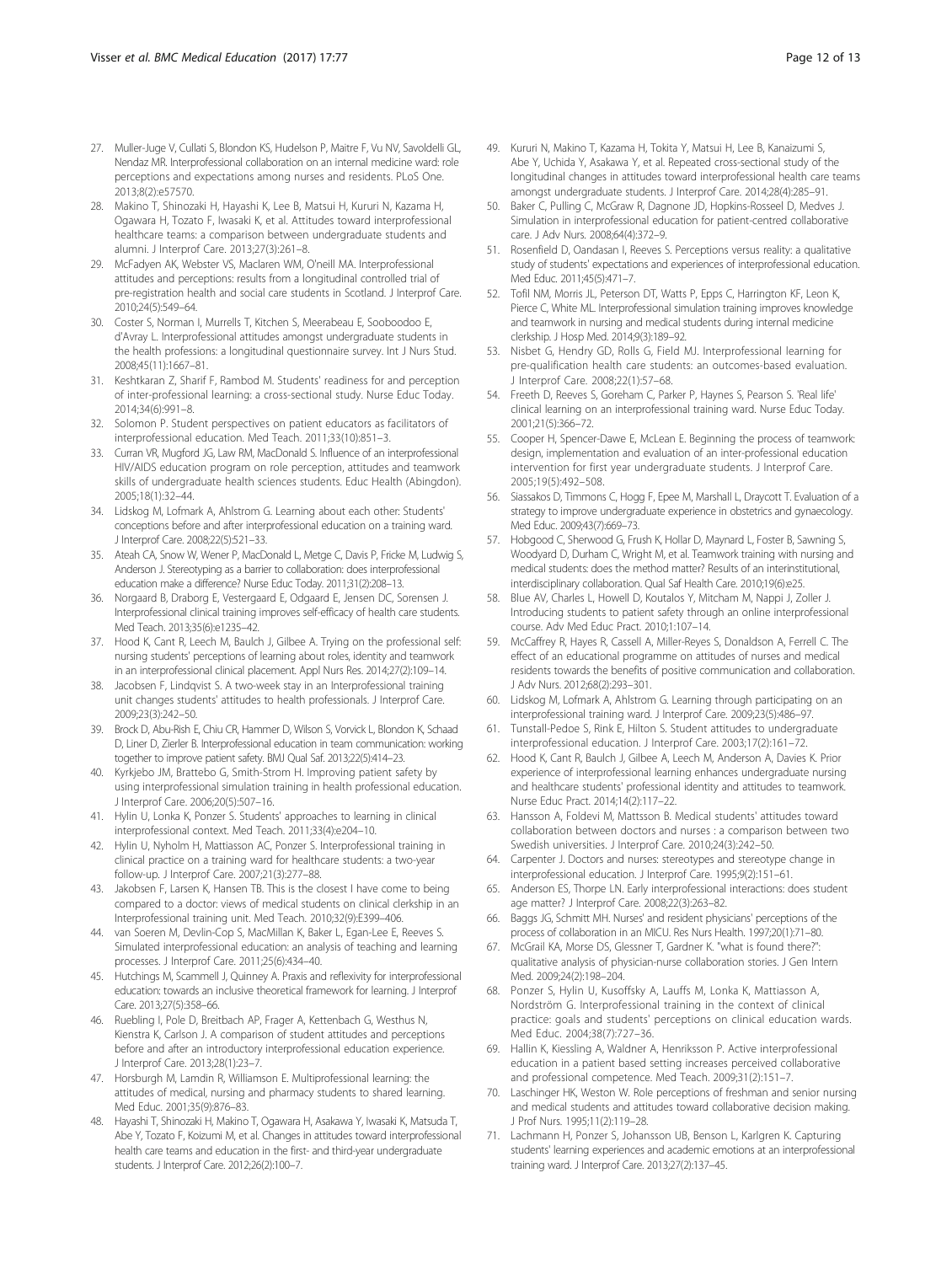27. Muller-Juge V, Cullati S, Blondon KS, Hudelson P, Maitre F, Vu NV, Savoldelli GL, Nendaz MR. Interprofessional collaboration on an internal medicine ward: role perceptions and expectations among nurses and residents. PLoS One. 2013;8(2):e57570.
28. Makino T, Shinozaki H, Hayashi K, Lee B, Matsui H, Kururi N, Kazama H, Ogawara H, Tozato F, Iwasaki K, et al. Attitudes toward interprofessional healthcare teams: a comparison between undergraduate students and alumni. J Interprof Care. 2013;27(3):261–8.
29. McFadyen AK, Webster VS, Maclaren WM, O'neill MA. Interprofessional attitudes and perceptions: results from a longitudinal controlled trial of pre-registration health and social care students in Scotland. J Interprof Care. 2010;24(5):549–64.
30. Coster S, Norman I, Murrells T, Kitchen S, Meerabeau E, Sooboodoo E, d'Avray L. Interprofessional attitudes amongst undergraduate students in the health professions: a longitudinal questionnaire survey. Int J Nurs Stud. 2008;45(11):1667–81.
31. Keshtkaran Z, Sharif F, Rambod M. Students' readiness for and perception of inter-professional learning: a cross-sectional study. Nurse Educ Today. 2014;34(6):991–8.
32. Solomon P. Student perspectives on patient educators as facilitators of interprofessional education. Med Teach. 2011;33(10):851–3.
33. Curran VR, Mugford JG, Law RM, MacDonald S. Influence of an interprofessional HIV/AIDS education program on role perception, attitudes and teamwork skills of undergraduate health sciences students. Educ Health (Abingdon). 2005;18(1):32–44.
34. Lidskog M, Lofmark A, Ahlstrom G. Learning about each other: Students' conceptions before and after interprofessional education on a training ward. J Interprof Care. 2008;22(5):521–33.
35. Ateah CA, Snow W, Wener P, MacDonald L, Metge C, Davis P, Fricke M, Ludwig S, Anderson J. Stereotyping as a barrier to collaboration: does interprofessional education make a difference? Nurse Educ Today. 2011;31(2):208–13.
36. Norgaard B, Draborg E, Vestergaard E, Odgaard E, Jensen DC, Sorensen J. Interprofessional clinical training improves self-efficacy of health care students. Med Teach. 2013;35(6):e1235–42.
37. Hood K, Cant R, Leech M, Baulch J, Gilbee A. Trying on the professional self: nursing students' perceptions of learning about roles, identity and teamwork in an interprofessional clinical placement. Appl Nurs Res. 2014;27(2):109–14.
38. Jacobsen F, Lindqvist S. A two-week stay in an Interprofessional training unit changes students' attitudes to health professionals. J Interprof Care. 2009;23(3):242–50.
39. Brock D, Abu-Rish E, Chiu CR, Hammer D, Wilson S, Vorvick L, Blondon K, Schaad D, Liner D, Zierler B. Interprofessional education in team communication: working together to improve patient safety. BMJ Qual Saf. 2013;22(5):414–23.
40. Kyrkjebo JM, Brattebo G, Smith-Strom H. Improving patient safety by using interprofessional simulation training in health professional education. J Interprof Care. 2006;20(5):507–16.
41. Hylin U, Lonka K, Ponzer S. Students' approaches to learning in clinical interprofessional context. Med Teach. 2011;33(4):e204–10.
42. Hylin U, Nyholm H, Mattiasson AC, Ponzer S. Interprofessional training in clinical practice on a training ward for healthcare students: a two-year follow-up. J Interprof Care. 2007;21(3):277–88.
43. Jakobsen F, Larsen K, Hansen TB. This is the closest I have come to being compared to a doctor: views of medical students on clinical clerkship in an Interprofessional training unit. Med Teach. 2010;32(9):E399–406.
44. van Soeren M, Devlin-Cop S, MacMillan K, Baker L, Egan-Lee E, Reeves S. Simulated interprofessional education: an analysis of teaching and learning processes. J Interprof Care. 2011;25(6):434–40.
45. Hutchings M, Scammell J, Quinney A. Praxis and reflexivity for interprofessional education: towards an inclusive theoretical framework for learning. J Interprof Care. 2013;27(5):358–66.
46. Ruebling I, Pole D, Breitbach AP, Frager A, Kettenbach G, Westhus N, Kienstra K, Carlson J. A comparison of student attitudes and perceptions before and after an introductory interprofessional education experience. J Interprof Care. 2013;28(1):23–7.
47. Horsburgh M, Lamdin R, Williamson E. Multiprofessional learning: the attitudes of medical, nursing and pharmacy students to shared learning. Med Educ. 2001;35(9):876–83.
48. Hayashi T, Shinozaki H, Makino T, Ogawara H, Asakawa Y, Iwasaki K, Matsuda T, Abe Y, Tozato F, Koizumi M, et al. Changes in attitudes toward interprofessional health care teams and education in the first- and third-year undergraduate students. J Interprof Care. 2012;26(2):100–7.
49. Kururi N, Makino T, Kazama H, Tokita Y, Matsui H, Lee B, Kanaizumi S, Abe Y, Uchida Y, Asakawa Y, et al. Repeated cross-sectional study of the longitudinal changes in attitudes toward interprofessional health care teams amongst undergraduate students. J Interprof Care. 2014;28(4):285–91.
50. Baker C, Pulling C, McGraw R, Dagnone JD, Hopkins-Rosseel D, Medves J. Simulation in interprofessional education for patient-centred collaborative care. J Adv Nurs. 2008;64(4):372–9.
51. Rosenfield D, Oandasan I, Reeves S. Perceptions versus reality: a qualitative study of students' expectations and experiences of interprofessional education. Med Educ. 2011;45(5):471–7.
52. Tofil NM, Morris JL, Peterson DT, Watts P, Epps C, Harrington KF, Leon K, Pierce C, White ML. Interprofessional simulation training improves knowledge and teamwork in nursing and medical students during internal medicine clerkship. J Hosp Med. 2014;9(3):189–92.
53. Nisbet G, Hendry GD, Rolls G, Field MJ. Interprofessional learning for pre-qualification health care students: an outcomes-based evaluation. J Interprof Care. 2008;22(1):57–68.
54. Freeth D, Reeves S, Goreham C, Parker P, Haynes S, Pearson S. 'Real life' clinical learning on an interprofessional training ward. Nurse Educ Today. 2001;21(5):366–72.
55. Cooper H, Spencer-Dawe E, McLean E. Beginning the process of teamwork: design, implementation and evaluation of an inter-professional education intervention for first year undergraduate students. J Interprof Care. 2005;19(5):492–508.
56. Siassakos D, Timmons C, Hogg F, Epee M, Marshall L, Draycott T. Evaluation of a strategy to improve undergraduate experience in obstetrics and gynaecology. Med Educ. 2009;43(7):669–73.
57. Hobgood C, Sherwood G, Frush K, Hollar D, Maynard L, Foster B, Sawning S, Woodyard D, Durham C, Wright M, et al. Teamwork training with nursing and medical students: does the method matter? Results of an interinstitutional, interdisciplinary collaboration. Qual Saf Health Care. 2010;19(6):e25.
58. Blue AV, Charles L, Howell D, Koutalos Y, Mitcham M, Nappi J, Zoller J. Introducing students to patient safety through an online interprofessional course. Adv Med Educ Pract. 2010;1:107–14.
59. McCaffrey R, Hayes R, Cassell A, Miller-Reyes S, Donaldson A, Ferrell C. The effect of an educational programme on attitudes of nurses and medical residents towards the benefits of positive communication and collaboration. J Adv Nurs. 2012;68(2):293–301.
60. Lidskog M, Lofmark A, Ahlstrom G. Learning through participating on an interprofessional training ward. J Interprof Care. 2009;23(5):486–97.
61. Tunstall-Pedoe S, Rink E, Hilton S. Student attitudes to undergraduate interprofessional education. J Interprof Care. 2003;17(2):161–72.
62. Hood K, Cant R, Baulch J, Gilbee A, Leech M, Anderson A, Davies K. Prior experience of interprofessional learning enhances undergraduate nursing and healthcare students' professional identity and attitudes to teamwork. Nurse Educ Pract. 2014;14(2):117–22.
63. Hansson A, Foldevi M, Mattsson B. Medical students' attitudes toward collaboration between doctors and nurses : a comparison between two Swedish universities. J Interprof Care. 2010;24(3):242–50.
64. Carpenter J. Doctors and nurses: stereotypes and stereotype change in interprofessional education. J Interprof Care. 1995;9(2):151–61.
65. Anderson ES, Thorpe LN. Early interprofessional interactions: does student age matter? J Interprof Care. 2008;22(3):263–82.
66. Baggs JG, Schmitt MH. Nurses' and resident physicians' perceptions of the process of collaboration in an MICU. Res Nurs Health. 1997;20(1):71–80.
67. McGrail KA, Morse DS, Glessner T, Gardner K. "what is found there?": qualitative analysis of physician-nurse collaboration stories. J Gen Intern Med. 2009;24(2):198–204.
68. Ponzer S, Hylin U, Kusoffsky A, Lauffs M, Lonka K, Mattiasson A, Nordström G. Interprofessional training in the context of clinical practice: goals and students' perceptions on clinical education wards. Med Educ. 2004;38(7):727–36.
69. Hallin K, Kiessling A, Waldner A, Henriksson P. Active interprofessional education in a patient based setting increases perceived collaborative and professional competence. Med Teach. 2009;31(2):151–7.
70. Laschinger HK, Weston W. Role perceptions of freshman and senior nursing and medical students and attitudes toward collaborative decision making. J Prof Nurs. 1995;11(2):119–28.
71. Lachmann H, Ponzer S, Johansson UB, Benson L, Karlgren K. Capturing students' learning experiences and academic emotions at an interprofessional training ward. J Interprof Care. 2013;27(2):137–45.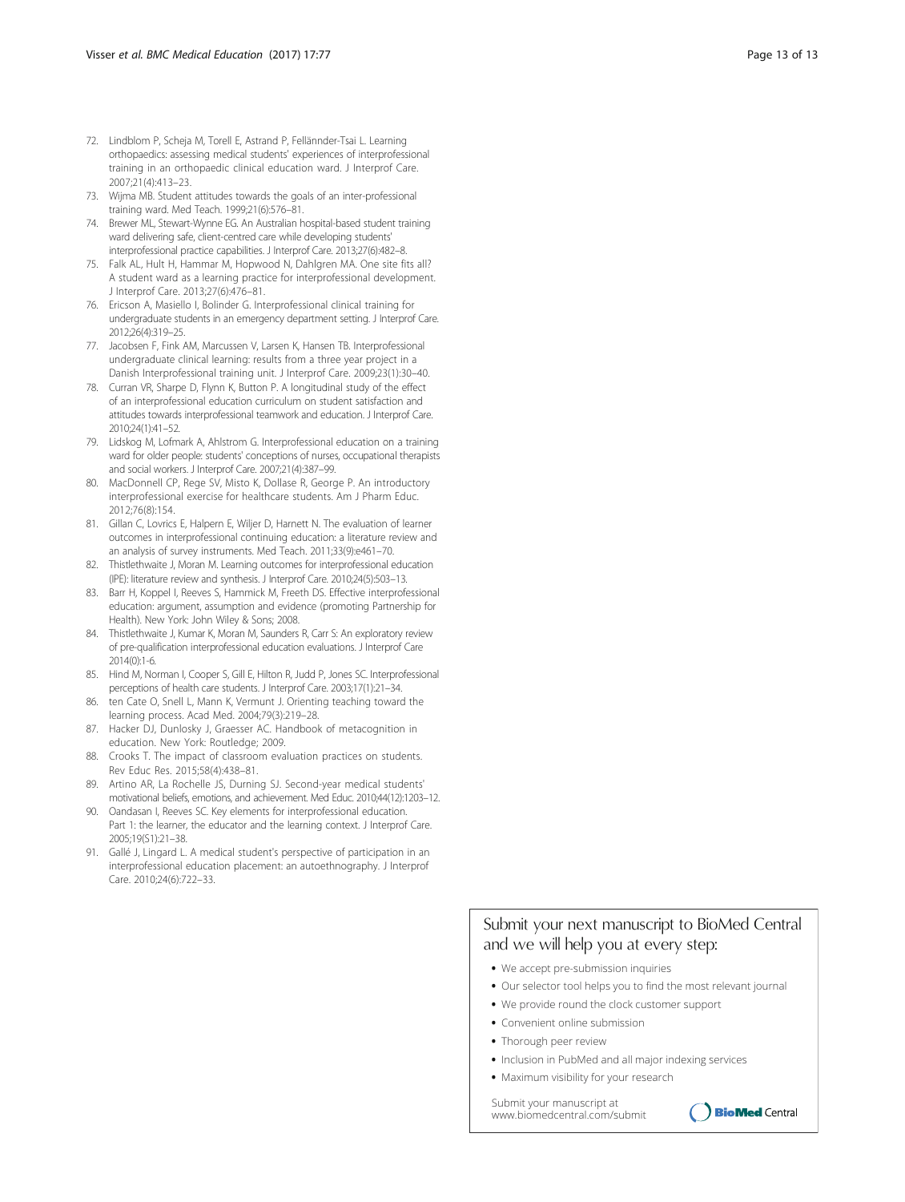72. Lindblom P, Scheja M, Torell E, Astrand P, Fellännder-Tsai L. Learning orthopaedics: assessing medical students' experiences of interprofessional training in an orthopaedic clinical education ward. J Interprof Care. 2007;21(4):413–23.
73. Wijma MB. Student attitudes towards the goals of an inter-professional training ward. Med Teach. 1999;21(6):576–81.
74. Brewer ML, Stewart-Wynne EG. An Australian hospital-based student training ward delivering safe, client-centred care while developing students' interprofessional practice capabilities. J Interprof Care. 2013;27(6):482–8.
75. Falk AL, Hult H, Hammar M, Hopwood N, Dahlgren MA. One site fits all? A student ward as a learning practice for interprofessional development. J Interprof Care. 2013;27(6):476–81.
76. Ericson A, Masiello I, Bolinder G. Interprofessional clinical training for undergraduate students in an emergency department setting. J Interprof Care. 2012;26(4):319–25.
77. Jacobsen F, Fink AM, Marcussen V, Larsen K, Hansen TB. Interprofessional undergraduate clinical learning: results from a three year project in a Danish Interprofessional training unit. J Interprof Care. 2009;23(1):30–40.
78. Curran VR, Sharpe D, Flynn K, Button P. A longitudinal study of the effect of an interprofessional education curriculum on student satisfaction and attitudes towards interprofessional teamwork and education. J Interprof Care. 2010;24(1):41–52.
79. Lidskog M, Lofmark A, Ahlstrom G. Interprofessional education on a training ward for older people: students' conceptions of nurses, occupational therapists and social workers. J Interprof Care. 2007;21(4):387–99.
80. MacDonnell CP, Rege SV, Misto K, Dollase R, George P. An introductory interprofessional exercise for healthcare students. Am J Pharm Educ. 2012;76(8):154.
81. Gillan C, Lovrics E, Halpern E, Wiljer D, Harnett N. The evaluation of learner outcomes in interprofessional continuing education: a literature review and an analysis of survey instruments. Med Teach. 2011;33(9):e461–70.
82. Thistlethwaite J, Moran M. Learning outcomes for interprofessional education (IPE): literature review and synthesis. J Interprof Care. 2010;24(5):503–13.
83. Barr H, Koppel I, Reeves S, Hammick M, Freeth DS. Effective interprofessional education: argument, assumption and evidence (promoting Partnership for Health). New York: John Wiley & Sons; 2008.
84. Thistlethwaite J, Kumar K, Moran M, Saunders R, Carr S: An exploratory review of pre-qualification interprofessional education evaluations. J Interprof Care 2014(0):1-6.
85. Hind M, Norman I, Cooper S, Gill E, Hilton R, Judd P, Jones SC. Interprofessional perceptions of health care students. J Interprof Care. 2003;17(1):21–34.
86. ten Cate O, Snell L, Mann K, Vermunt J. Orienting teaching toward the learning process. Acad Med. 2004;79(3):219–28.
87. Hacker DJ, Dunlosky J, Graesser AC. Handbook of metacognition in education. New York: Routledge; 2009.
88. Crooks T. The impact of classroom evaluation practices on students. Rev Educ Res. 2015;58(4):438–81.
89. Artino AR, La Rochelle JS, Durning SJ. Second-year medical students' motivational beliefs, emotions, and achievement. Med Educ. 2010;44(12):1203–12.
90. Oandasan I, Reeves SC. Key elements for interprofessional education. Part 1: the learner, the educator and the learning context. J Interprof Care. 2005;19(S1):21–38.
91. Gallé J, Lingard L. A medical student's perspective of participation in an interprofessional education placement: an autoethnography. J Interprof Care. 2010;24(6):722–33.

Submit your next manuscript to BioMed Central and we will help you at every step:

- We accept pre-submission inquiries
- Our selector tool helps you to find the most relevant journal
- We provide round the clock customer support
- Convenient online submission
- Thorough peer review
- Inclusion in PubMed and all major indexing services
- Maximum visibility for your research

Submit your manuscript at www.biomedcentral.com/submit